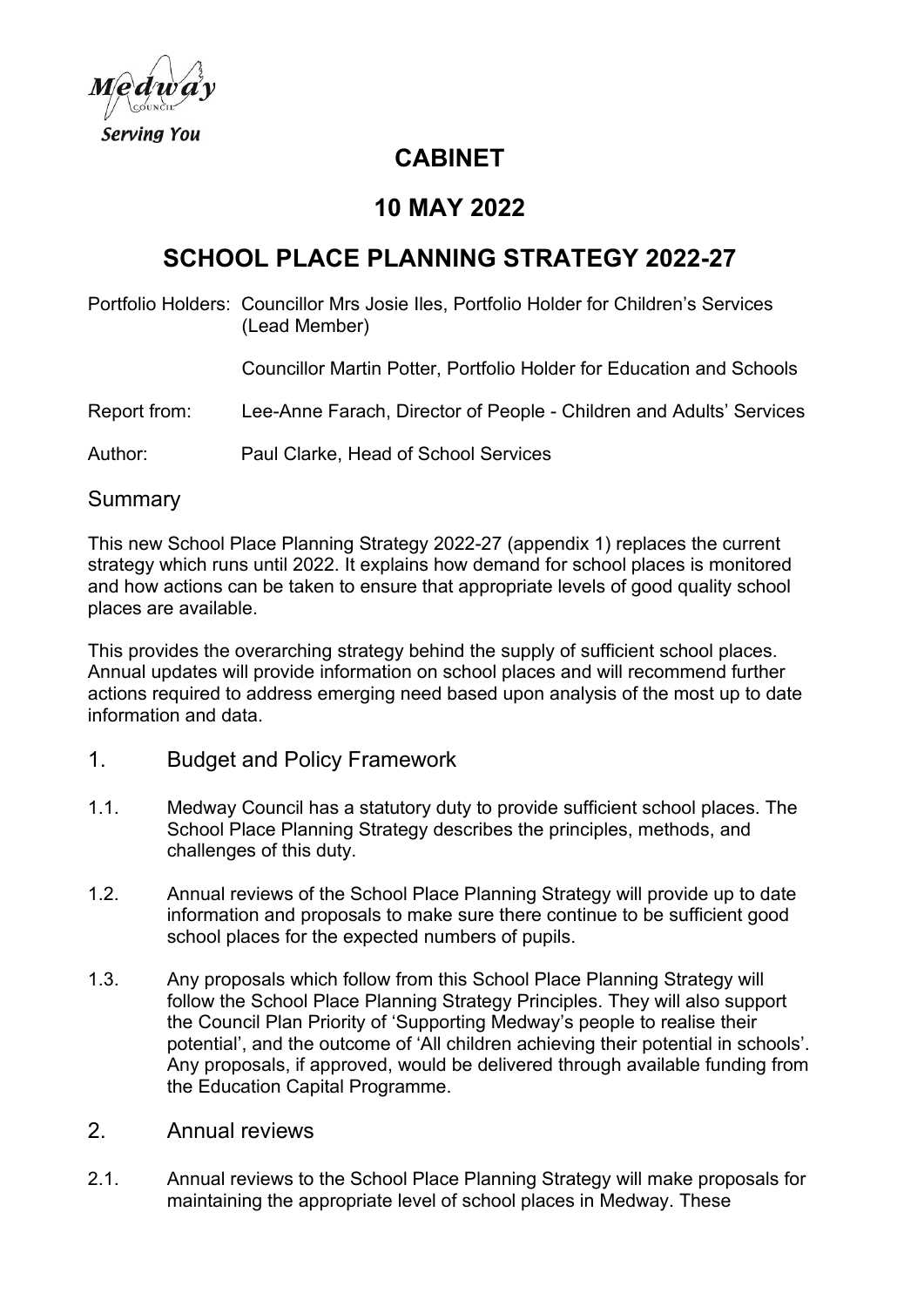Medway Council
Serving You

# CABINET

# 10 MAY 2022

# SCHOOL PLACE PLANNING STRATEGY 2022-27

Portfolio Holders: Councillor Mrs Josie Iles, Portfolio Holder for Children's Services (Lead Member)

Councillor Martin Potter, Portfolio Holder for Education and Schools

Report from: Lee-Anne Farach, Director of People - Children and Adults' Services

Author: Paul Clarke, Head of School Services

## Summary

This new School Place Planning Strategy 2022-27 (appendix 1) replaces the current strategy which runs until 2022. It explains how demand for school places is monitored and how actions can be taken to ensure that appropriate levels of good quality school places are available.

This provides the overarching strategy behind the supply of sufficient school places. Annual updates will provide information on school places and will recommend further actions required to address emerging need based upon analysis of the most up to date information and data.

## 1. Budget and Policy Framework

1.1. Medway Council has a statutory duty to provide sufficient school places. The School Place Planning Strategy describes the principles, methods, and challenges of this duty.

1.2. Annual reviews of the School Place Planning Strategy will provide up to date information and proposals to make sure there continue to be sufficient good school places for the expected numbers of pupils.

1.3. Any proposals which follow from this School Place Planning Strategy will follow the School Place Planning Strategy Principles. They will also support the Council Plan Priority of 'Supporting Medway's people to realise their potential', and the outcome of 'All children achieving their potential in schools'. Any proposals, if approved, would be delivered through available funding from the Education Capital Programme.

## 2. Annual reviews

2.1. Annual reviews to the School Place Planning Strategy will make proposals for maintaining the appropriate level of school places in Medway. These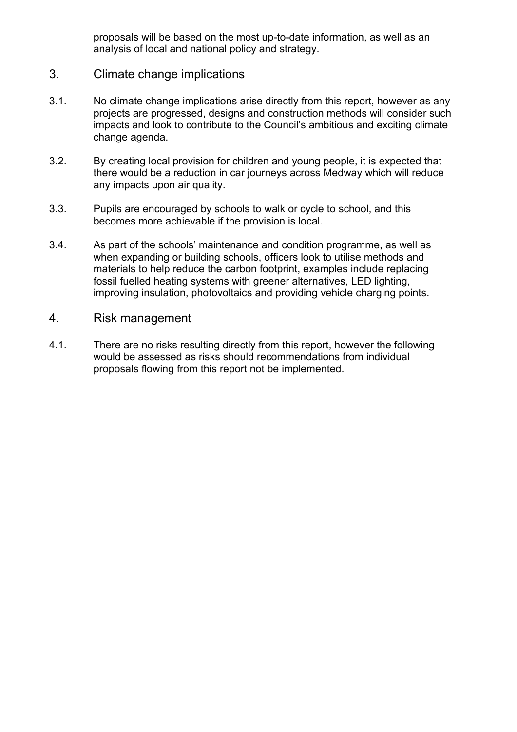proposals will be based on the most up-to-date information, as well as an analysis of local and national policy and strategy.

## 3. Climate change implications

3.1. No climate change implications arise directly from this report, however as any projects are progressed, designs and construction methods will consider such impacts and look to contribute to the Council's ambitious and exciting climate change agenda.

3.2. By creating local provision for children and young people, it is expected that there would be a reduction in car journeys across Medway which will reduce any impacts upon air quality.

3.3. Pupils are encouraged by schools to walk or cycle to school, and this becomes more achievable if the provision is local.

3.4. As part of the schools' maintenance and condition programme, as well as when expanding or building schools, officers look to utilise methods and materials to help reduce the carbon footprint, examples include replacing fossil fuelled heating systems with greener alternatives, LED lighting, improving insulation, photovoltaics and providing vehicle charging points.

## 4. Risk management

4.1. There are no risks resulting directly from this report, however the following would be assessed as risks should recommendations from individual proposals flowing from this report not be implemented.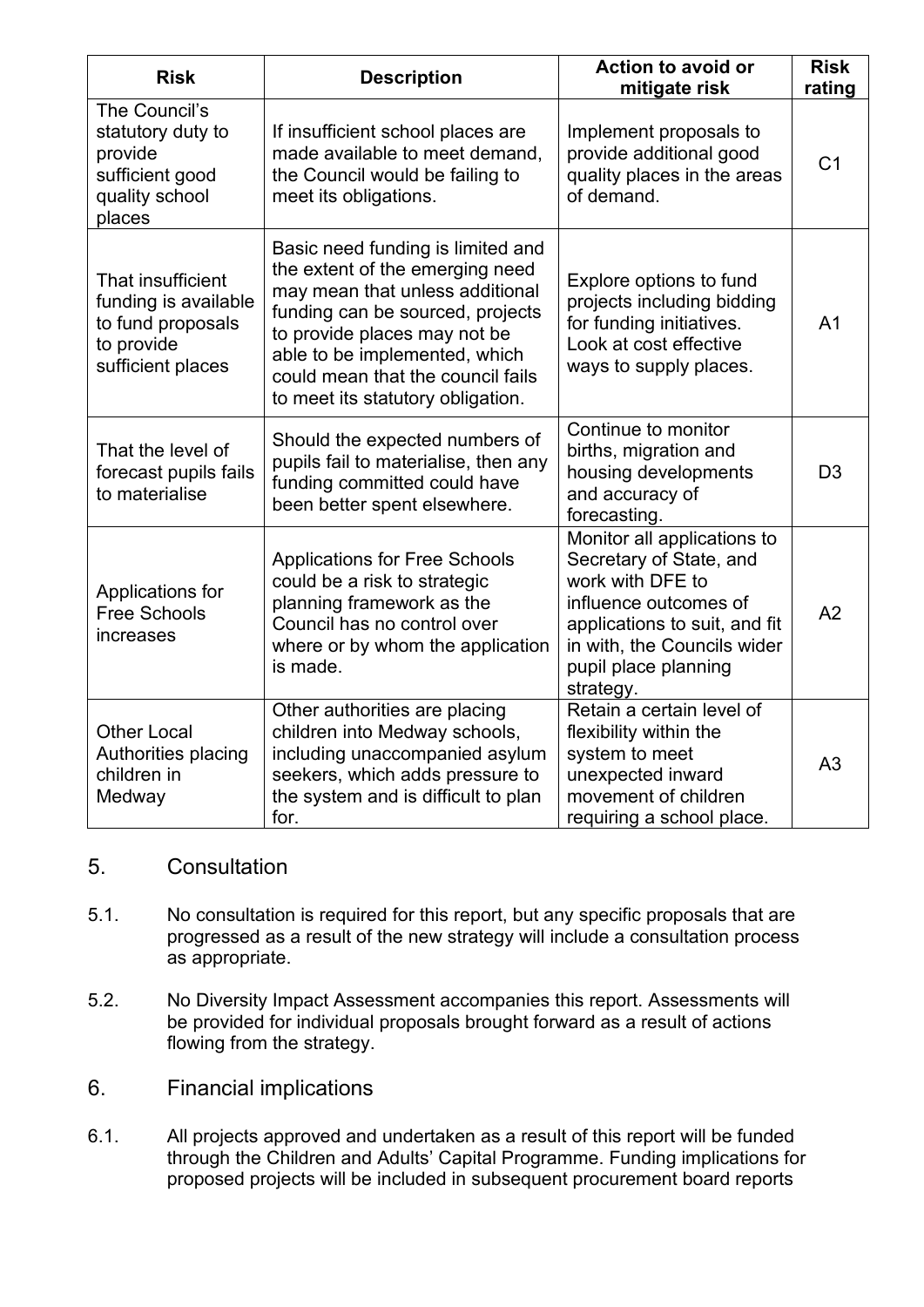| Risk | Description | Action to avoid or mitigate risk | Risk rating |
|---|---|---|---|
| The Council's statutory duty to provide sufficient good quality school places | If insufficient school places are made available to meet demand, the Council would be failing to meet its obligations. | Implement proposals to provide additional good quality places in the areas of demand. | C1 |
| That insufficient funding is available to fund proposals to provide sufficient places | Basic need funding is limited and the extent of the emerging need may mean that unless additional funding can be sourced, projects to provide places may not be able to be implemented, which could mean that the council fails to meet its statutory obligation. | Explore options to fund projects including bidding for funding initiatives. Look at cost effective ways to supply places. | A1 |
| That the level of forecast pupils fails to materialise | Should the expected numbers of pupils fail to materialise, then any funding committed could have been better spent elsewhere. | Continue to monitor births, migration and housing developments and accuracy of forecasting. | D3 |
| Applications for Free Schools increases | Applications for Free Schools could be a risk to strategic planning framework as the Council has no control over where or by whom the application is made. | Monitor all applications to Secretary of State, and work with DFE to influence outcomes of applications to suit, and fit in with, the Councils wider pupil place planning strategy. | A2 |
| Other Local Authorities placing children in Medway | Other authorities are placing children into Medway schools, including unaccompanied asylum seekers, which adds pressure to the system and is difficult to plan for. | Retain a certain level of flexibility within the system to meet unexpected inward movement of children requiring a school place. | A3 |

## 5. Consultation

5.1. No consultation is required for this report, but any specific proposals that are progressed as a result of the new strategy will include a consultation process as appropriate.

5.2. No Diversity Impact Assessment accompanies this report. Assessments will be provided for individual proposals brought forward as a result of actions flowing from the strategy.

## 6. Financial implications

6.1. All projects approved and undertaken as a result of this report will be funded through the Children and Adults' Capital Programme. Funding implications for proposed projects will be included in subsequent procurement board reports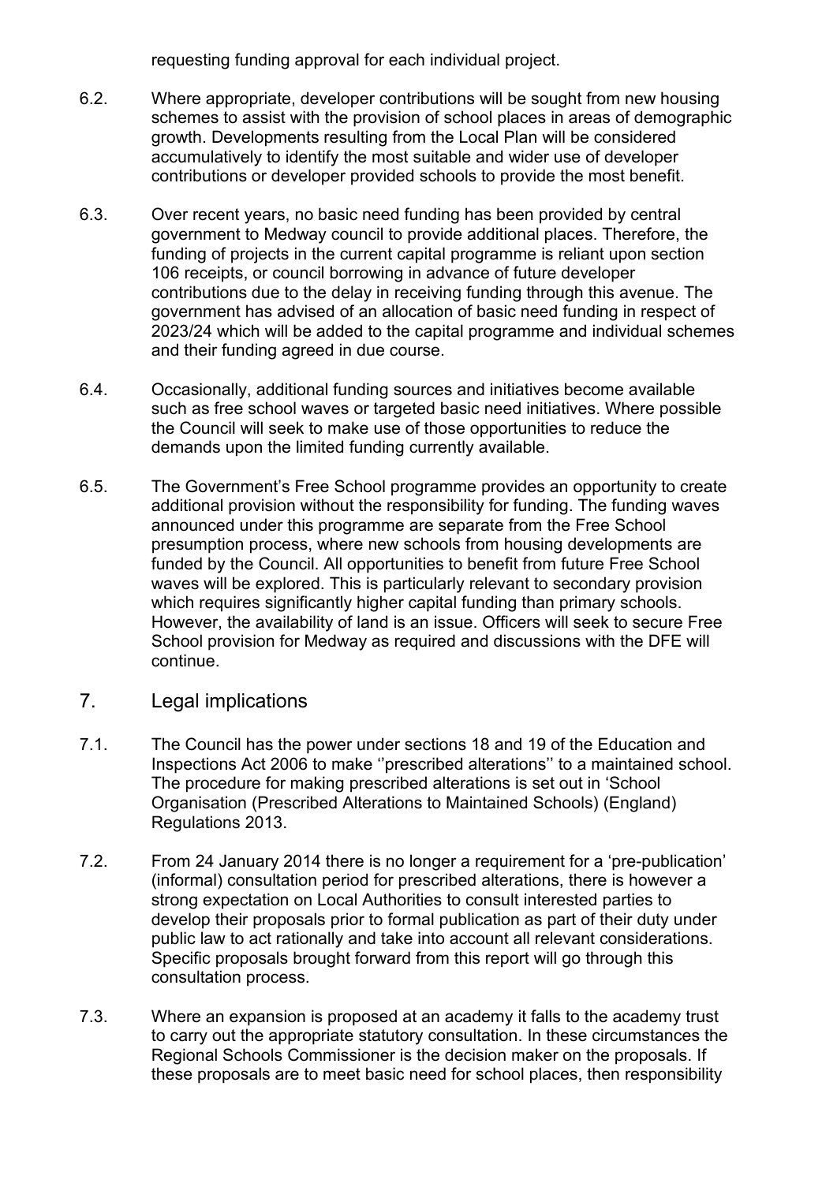requesting funding approval for each individual project.

6.2. Where appropriate, developer contributions will be sought from new housing schemes to assist with the provision of school places in areas of demographic growth. Developments resulting from the Local Plan will be considered accumulatively to identify the most suitable and wider use of developer contributions or developer provided schools to provide the most benefit.

6.3. Over recent years, no basic need funding has been provided by central government to Medway council to provide additional places. Therefore, the funding of projects in the current capital programme is reliant upon section 106 receipts, or council borrowing in advance of future developer contributions due to the delay in receiving funding through this avenue. The government has advised of an allocation of basic need funding in respect of 2023/24 which will be added to the capital programme and individual schemes and their funding agreed in due course.

6.4. Occasionally, additional funding sources and initiatives become available such as free school waves or targeted basic need initiatives. Where possible the Council will seek to make use of those opportunities to reduce the demands upon the limited funding currently available.

6.5. The Government's Free School programme provides an opportunity to create additional provision without the responsibility for funding. The funding waves announced under this programme are separate from the Free School presumption process, where new schools from housing developments are funded by the Council. All opportunities to benefit from future Free School waves will be explored. This is particularly relevant to secondary provision which requires significantly higher capital funding than primary schools. However, the availability of land is an issue. Officers will seek to secure Free School provision for Medway as required and discussions with the DFE will continue.

## 7. Legal implications

7.1. The Council has the power under sections 18 and 19 of the Education and Inspections Act 2006 to make ''prescribed alterations'' to a maintained school. The procedure for making prescribed alterations is set out in 'School Organisation (Prescribed Alterations to Maintained Schools) (England) Regulations 2013.

7.2. From 24 January 2014 there is no longer a requirement for a 'pre-publication' (informal) consultation period for prescribed alterations, there is however a strong expectation on Local Authorities to consult interested parties to develop their proposals prior to formal publication as part of their duty under public law to act rationally and take into account all relevant considerations. Specific proposals brought forward from this report will go through this consultation process.

7.3. Where an expansion is proposed at an academy it falls to the academy trust to carry out the appropriate statutory consultation. In these circumstances the Regional Schools Commissioner is the decision maker on the proposals. If these proposals are to meet basic need for school places, then responsibility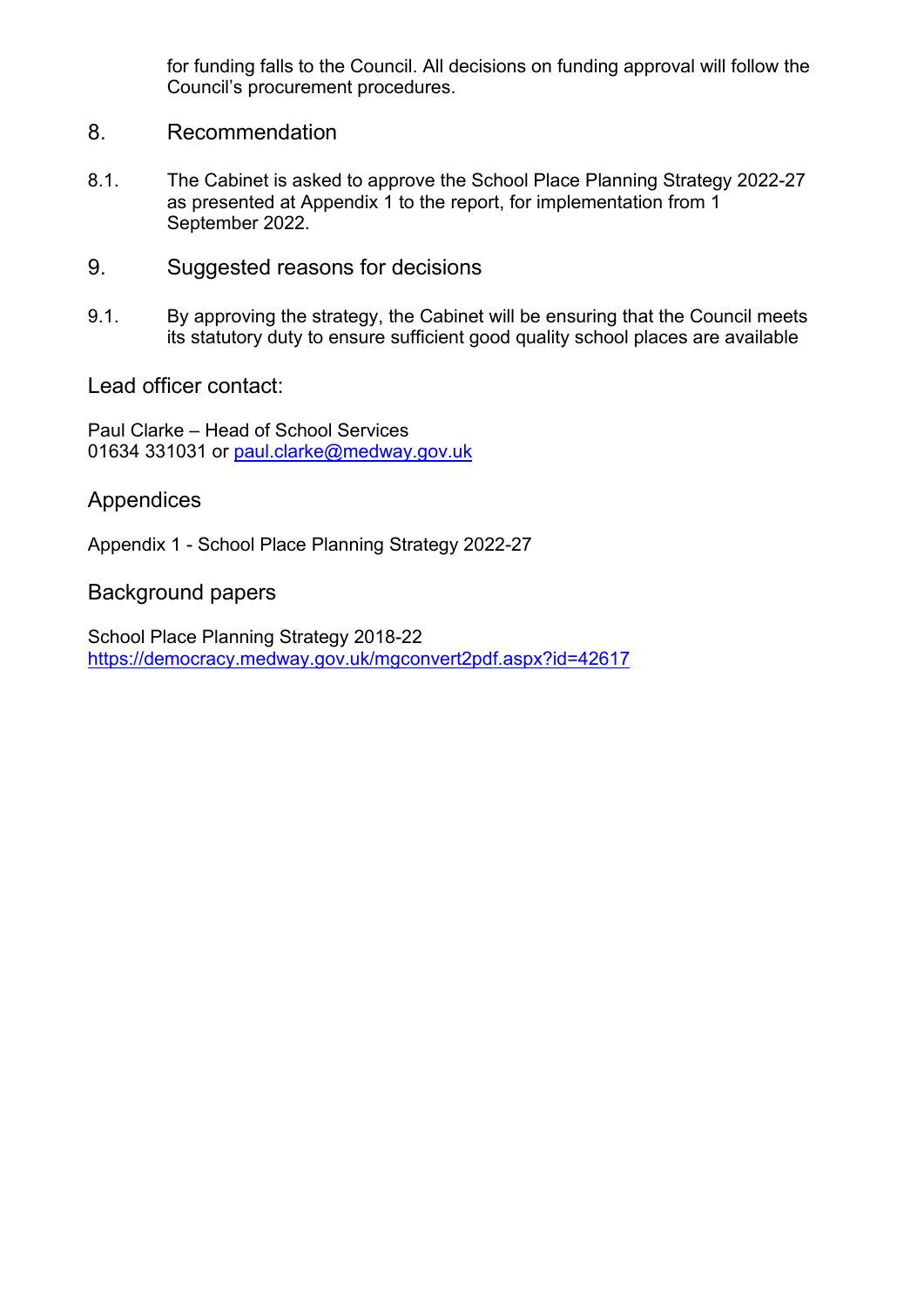for funding falls to the Council. All decisions on funding approval will follow the Council's procurement procedures.

## 8. Recommendation

8.1. The Cabinet is asked to approve the School Place Planning Strategy 2022-27 as presented at Appendix 1 to the report, for implementation from 1 September 2022.

## 9. Suggested reasons for decisions

9.1. By approving the strategy, the Cabinet will be ensuring that the Council meets its statutory duty to ensure sufficient good quality school places are available

## Lead officer contact:

Paul Clarke – Head of School Services
01634 331031 or paul.clarke@medway.gov.uk

## Appendices

Appendix 1 - School Place Planning Strategy 2022-27

## Background papers

School Place Planning Strategy 2018-22
https://democracy.medway.gov.uk/mgconvert2pdf.aspx?id=42617